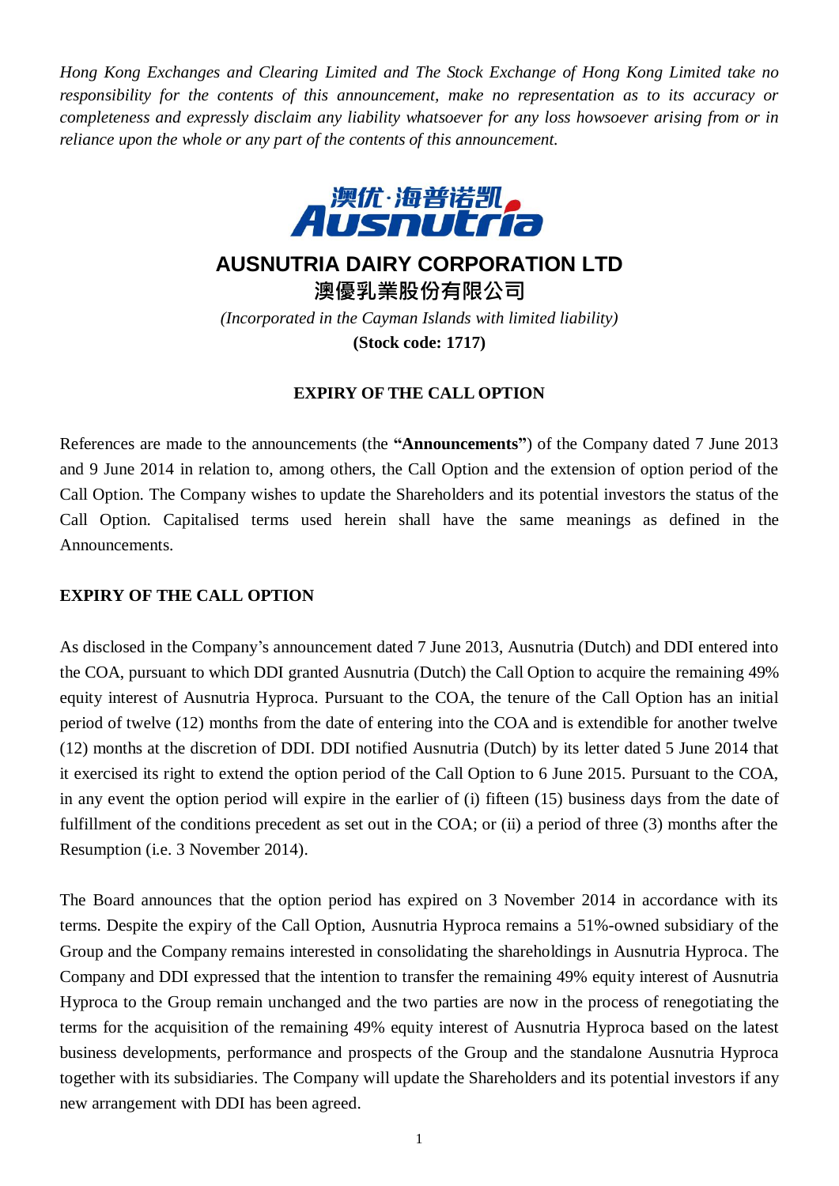*Hong Kong Exchanges and Clearing Limited and The Stock Exchange of Hong Kong Limited take no responsibility for the contents of this announcement, make no representation as to its accuracy or completeness and expressly disclaim any liability whatsoever for any loss howsoever arising from or in reliance upon the whole or any part of the contents of this announcement.*

# AUSNUTRIA DAIRY CORPORATION LTD
# 澳優乳業股份有限公司

*(Incorporated in the Cayman Islands with limited liability)*

**(Stock code: 1717)**

## EXPIRY OF THE CALL OPTION

References are made to the announcements (the **"Announcements"**) of the Company dated 7 June 2013 and 9 June 2014 in relation to, among others, the Call Option and the extension of option period of the Call Option. The Company wishes to update the Shareholders and its potential investors the status of the Call Option. Capitalised terms used herein shall have the same meanings as defined in the Announcements.

## EXPIRY OF THE CALL OPTION

As disclosed in the Company's announcement dated 7 June 2013, Ausnutria (Dutch) and DDI entered into the COA, pursuant to which DDI granted Ausnutria (Dutch) the Call Option to acquire the remaining 49% equity interest of Ausnutria Hyproca. Pursuant to the COA, the tenure of the Call Option has an initial period of twelve (12) months from the date of entering into the COA and is extendible for another twelve (12) months at the discretion of DDI. DDI notified Ausnutria (Dutch) by its letter dated 5 June 2014 that it exercised its right to extend the option period of the Call Option to 6 June 2015. Pursuant to the COA, in any event the option period will expire in the earlier of (i) fifteen (15) business days from the date of fulfillment of the conditions precedent as set out in the COA; or (ii) a period of three (3) months after the Resumption (i.e. 3 November 2014).

The Board announces that the option period has expired on 3 November 2014 in accordance with its terms. Despite the expiry of the Call Option, Ausnutria Hyproca remains a 51%-owned subsidiary of the Group and the Company remains interested in consolidating the shareholdings in Ausnutria Hyproca. The Company and DDI expressed that the intention to transfer the remaining 49% equity interest of Ausnutria Hyproca to the Group remain unchanged and the two parties are now in the process of renegotiating the terms for the acquisition of the remaining 49% equity interest of Ausnutria Hyproca based on the latest business developments, performance and prospects of the Group and the standalone Ausnutria Hyproca together with its subsidiaries. The Company will update the Shareholders and its potential investors if any new arrangement with DDI has been agreed.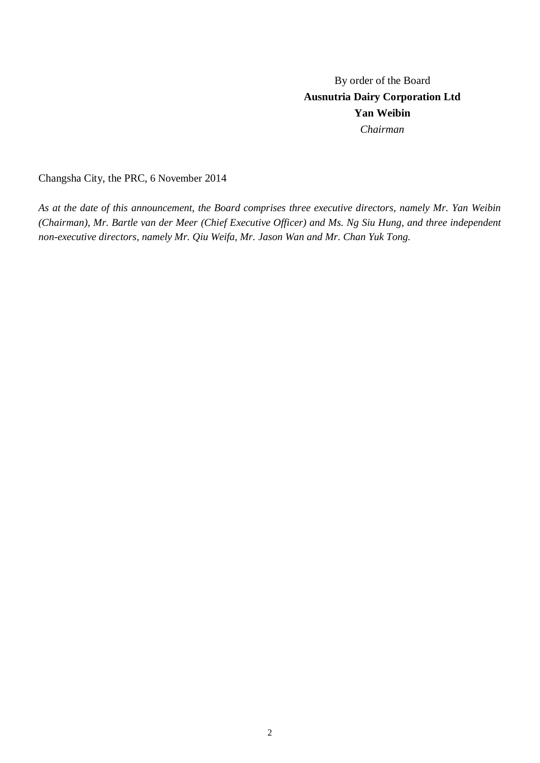By order of the Board
**Ausnutria Dairy Corporation Ltd**
**Yan Weibin**
*Chairman*

Changsha City, the PRC, 6 November 2014

*As at the date of this announcement, the Board comprises three executive directors, namely Mr. Yan Weibin (Chairman), Mr. Bartle van der Meer (Chief Executive Officer) and Ms. Ng Siu Hung, and three independent non-executive directors, namely Mr. Qiu Weifa, Mr. Jason Wan and Mr. Chan Yuk Tong.*